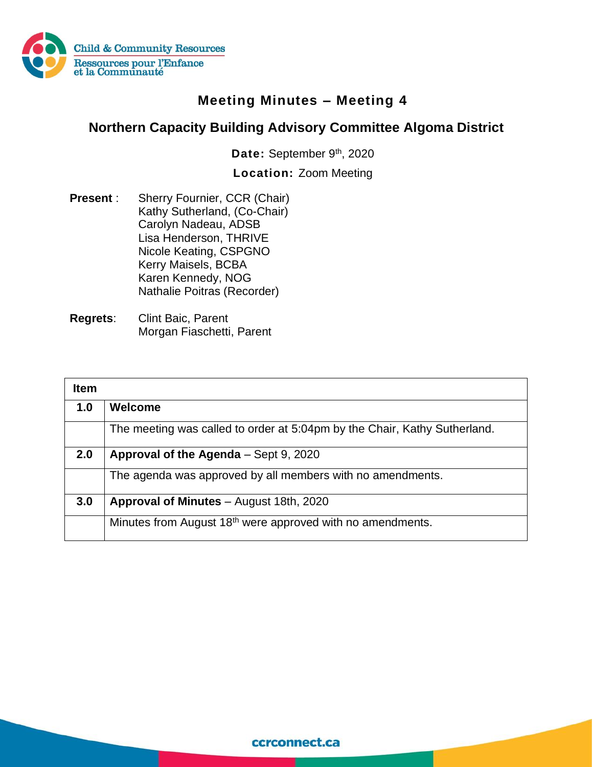Child & Community Resources
Ressources pour l'Enfance et la Communauté

# Meeting Minutes – Meeting 4

## Northern Capacity Building Advisory Committee Algoma District

**Date:** September 9th, 2020

**Location:** Zoom Meeting

**Present** : Sherry Fournier, CCR (Chair)
Kathy Sutherland, (Co-Chair)
Carolyn Nadeau, ADSB
Lisa Henderson, THRIVE
Nicole Keating, CSPGNO
Kerry Maisels, BCBA
Karen Kennedy, NOG
Nathalie Poitras (Recorder)

**Regrets**: Clint Baic, Parent
Morgan Fiaschetti, Parent

| Item | |
|---|---|
| **1.0** | **Welcome** |
| | The meeting was called to order at 5:04pm by the Chair, Kathy Sutherland. |
| **2.0** | **Approval of the Agenda** – Sept 9, 2020 |
| | The agenda was approved by all members with no amendments. |
| **3.0** | **Approval of Minutes** – August 18th, 2020 |
| | Minutes from August 18th were approved with no amendments. |

ccrconnect.ca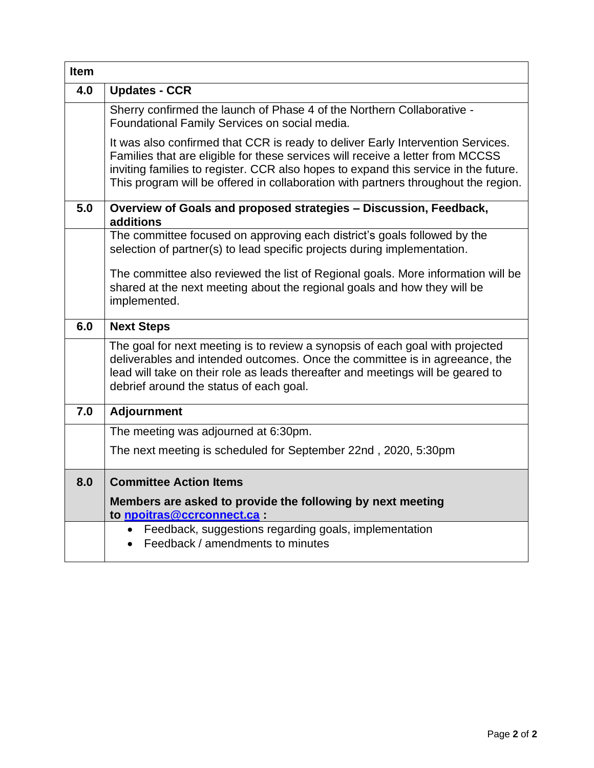| Item | |
|---|---|
| **4.0** | **Updates - CCR** |
| | Sherry confirmed the launch of Phase 4 of the Northern Collaborative - Foundational Family Services on social media.<br><br>It was also confirmed that CCR is ready to deliver Early Intervention Services. Families that are eligible for these services will receive a letter from MCCSS inviting families to register. CCR also hopes to expand this service in the future. This program will be offered in collaboration with partners throughout the region. |
| **5.0** | **Overview of Goals and proposed strategies – Discussion, Feedback, additions** |
| | The committee focused on approving each district's goals followed by the selection of partner(s) to lead specific projects during implementation.<br><br>The committee also reviewed the list of Regional goals. More information will be shared at the next meeting about the regional goals and how they will be implemented. |
| **6.0** | **Next Steps** |
| | The goal for next meeting is to review a synopsis of each goal with projected deliverables and intended outcomes. Once the committee is in agreeance, the lead will take on their role as leads thereafter and meetings will be geared to debrief around the status of each goal. |
| **7.0** | **Adjournment** |
| | The meeting was adjourned at 6:30pm.<br><br>The next meeting is scheduled for September 22nd , 2020, 5:30pm |
| **8.0** | **Committee Action Items**<br><br>**Members are asked to provide the following by next meeting to npoitras@ccrconnect.ca :** |
| | • Feedback, suggestions regarding goals, implementation<br>• Feedback / amendments to minutes |